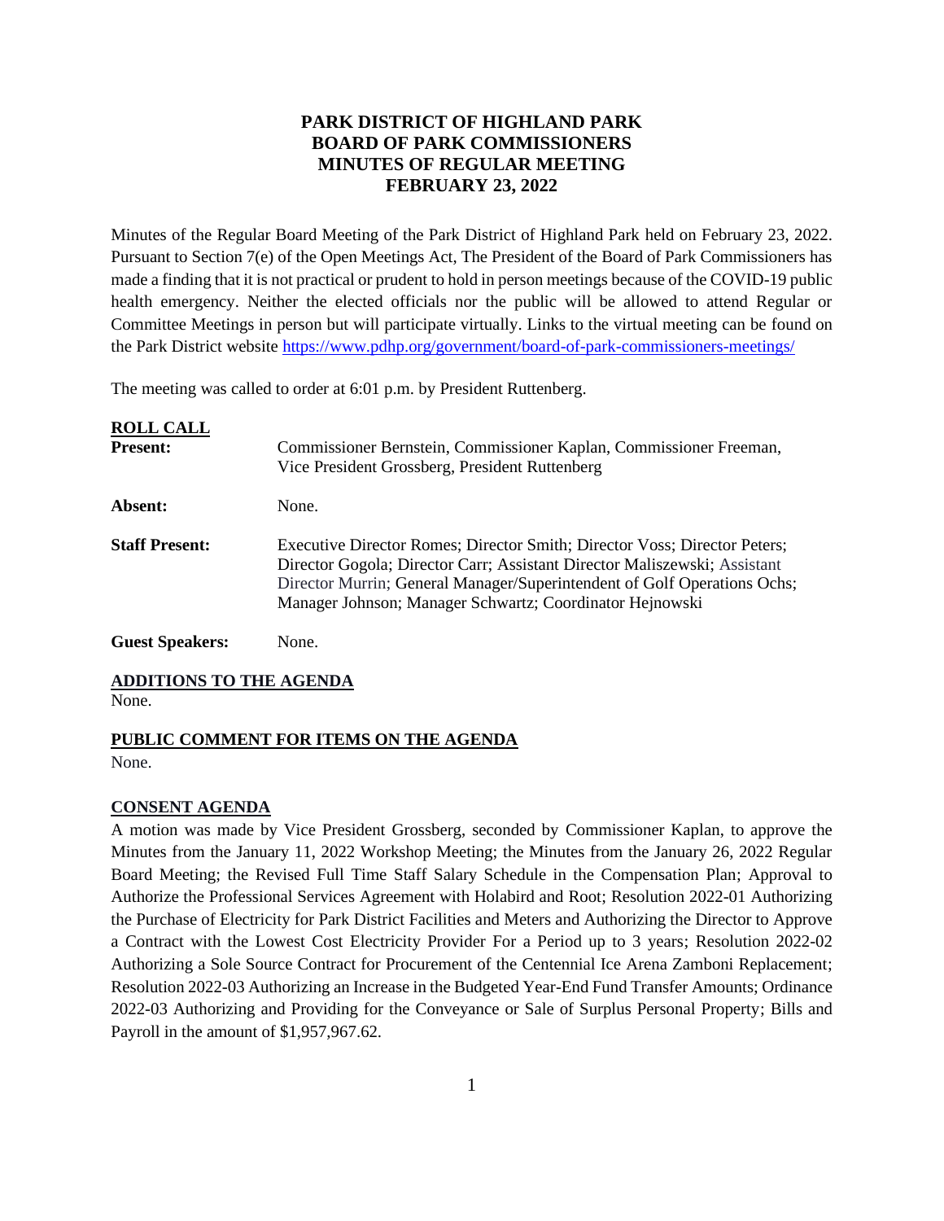# PARK DISTRICT OF HIGHLAND PARK
# BOARD OF PARK COMMISSIONERS
# MINUTES OF REGULAR MEETING
# FEBRUARY 23, 2022

Minutes of the Regular Board Meeting of the Park District of Highland Park held on February 23, 2022. Pursuant to Section 7(e) of the Open Meetings Act, The President of the Board of Park Commissioners has made a finding that it is not practical or prudent to hold in person meetings because of the COVID-19 public health emergency. Neither the elected officials nor the public will be allowed to attend Regular or Committee Meetings in person but will participate virtually. Links to the virtual meeting can be found on the Park District website https://www.pdhp.org/government/board-of-park-commissioners-meetings/

The meeting was called to order at 6:01 p.m. by President Ruttenberg.

**ROLL CALL**

**Present:** Commissioner Bernstein, Commissioner Kaplan, Commissioner Freeman, Vice President Grossberg, President Ruttenberg

**Absent:** None.

**Staff Present:** Executive Director Romes; Director Smith; Director Voss; Director Peters; Director Gogola; Director Carr; Assistant Director Maliszewski; Assistant Director Murrin; General Manager/Superintendent of Golf Operations Ochs; Manager Johnson; Manager Schwartz; Coordinator Hejnowski

**Guest Speakers:** None.

**ADDITIONS TO THE AGENDA**

None.

**PUBLIC COMMENT FOR ITEMS ON THE AGENDA**

None.

**CONSENT AGENDA**

A motion was made by Vice President Grossberg, seconded by Commissioner Kaplan, to approve the Minutes from the January 11, 2022 Workshop Meeting; the Minutes from the January 26, 2022 Regular Board Meeting; the Revised Full Time Staff Salary Schedule in the Compensation Plan; Approval to Authorize the Professional Services Agreement with Holabird and Root; Resolution 2022-01 Authorizing the Purchase of Electricity for Park District Facilities and Meters and Authorizing the Director to Approve a Contract with the Lowest Cost Electricity Provider For a Period up to 3 years; Resolution 2022-02 Authorizing a Sole Source Contract for Procurement of the Centennial Ice Arena Zamboni Replacement; Resolution 2022-03 Authorizing an Increase in the Budgeted Year-End Fund Transfer Amounts; Ordinance 2022-03 Authorizing and Providing for the Conveyance or Sale of Surplus Personal Property; Bills and Payroll in the amount of $1,957,967.62.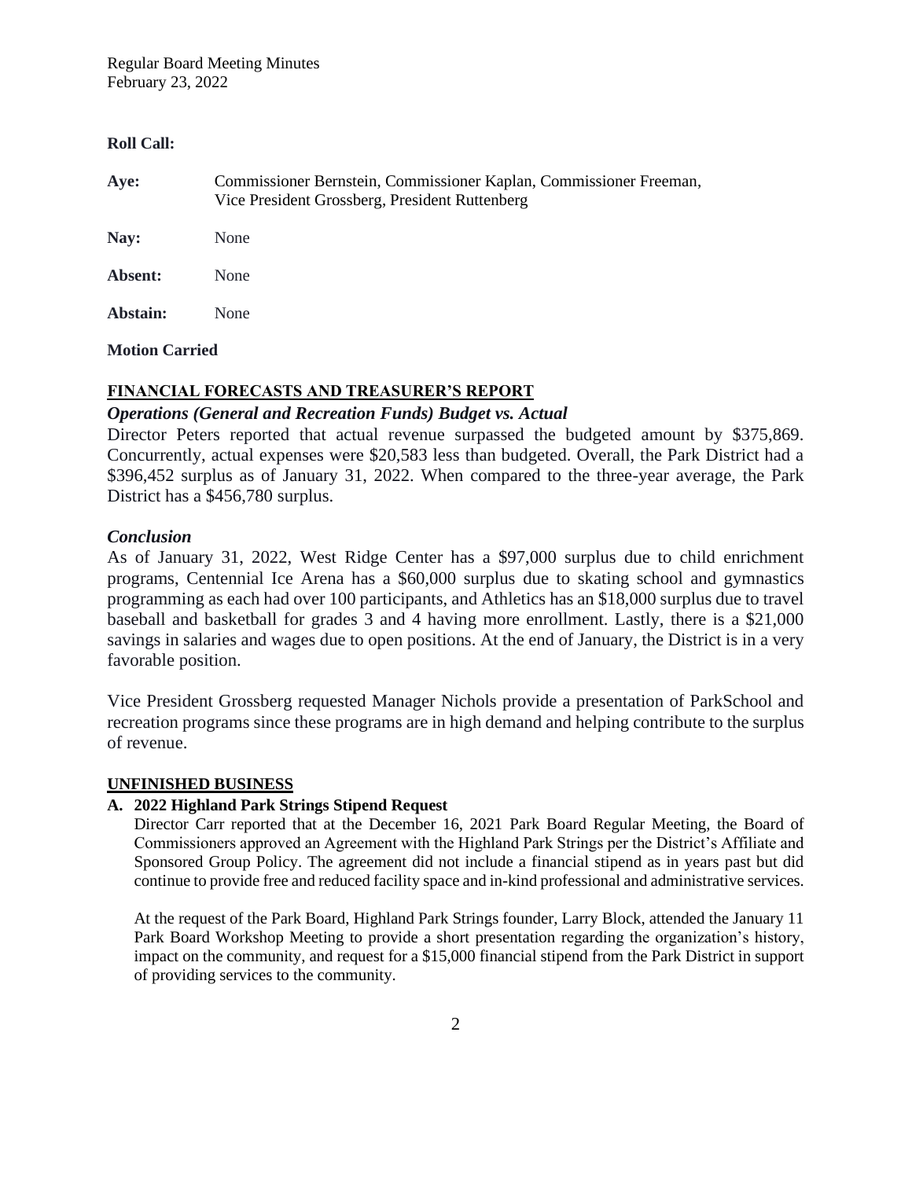**Roll Call:**

**Aye:** Commissioner Bernstein, Commissioner Kaplan, Commissioner Freeman, Vice President Grossberg, President Ruttenberg

**Nay:** None

**Absent:** None

**Abstain:** None

**Motion Carried**

## FINANCIAL FORECASTS AND TREASURER'S REPORT

### *Operations (General and Recreation Funds) Budget vs. Actual*

Director Peters reported that actual revenue surpassed the budgeted amount by $375,869. Concurrently, actual expenses were $20,583 less than budgeted. Overall, the Park District had a $396,452 surplus as of January 31, 2022. When compared to the three-year average, the Park District has a $456,780 surplus.

### *Conclusion*

As of January 31, 2022, West Ridge Center has a $97,000 surplus due to child enrichment programs, Centennial Ice Arena has a $60,000 surplus due to skating school and gymnastics programming as each had over 100 participants, and Athletics has an $18,000 surplus due to travel baseball and basketball for grades 3 and 4 having more enrollment. Lastly, there is a $21,000 savings in salaries and wages due to open positions. At the end of January, the District is in a very favorable position.

Vice President Grossberg requested Manager Nichols provide a presentation of ParkSchool and recreation programs since these programs are in high demand and helping contribute to the surplus of revenue.

## UNFINISHED BUSINESS

### A. 2022 Highland Park Strings Stipend Request

Director Carr reported that at the December 16, 2021 Park Board Regular Meeting, the Board of Commissioners approved an Agreement with the Highland Park Strings per the District's Affiliate and Sponsored Group Policy. The agreement did not include a financial stipend as in years past but did continue to provide free and reduced facility space and in-kind professional and administrative services.

At the request of the Park Board, Highland Park Strings founder, Larry Block, attended the January 11 Park Board Workshop Meeting to provide a short presentation regarding the organization's history, impact on the community, and request for a $15,000 financial stipend from the Park District in support of providing services to the community.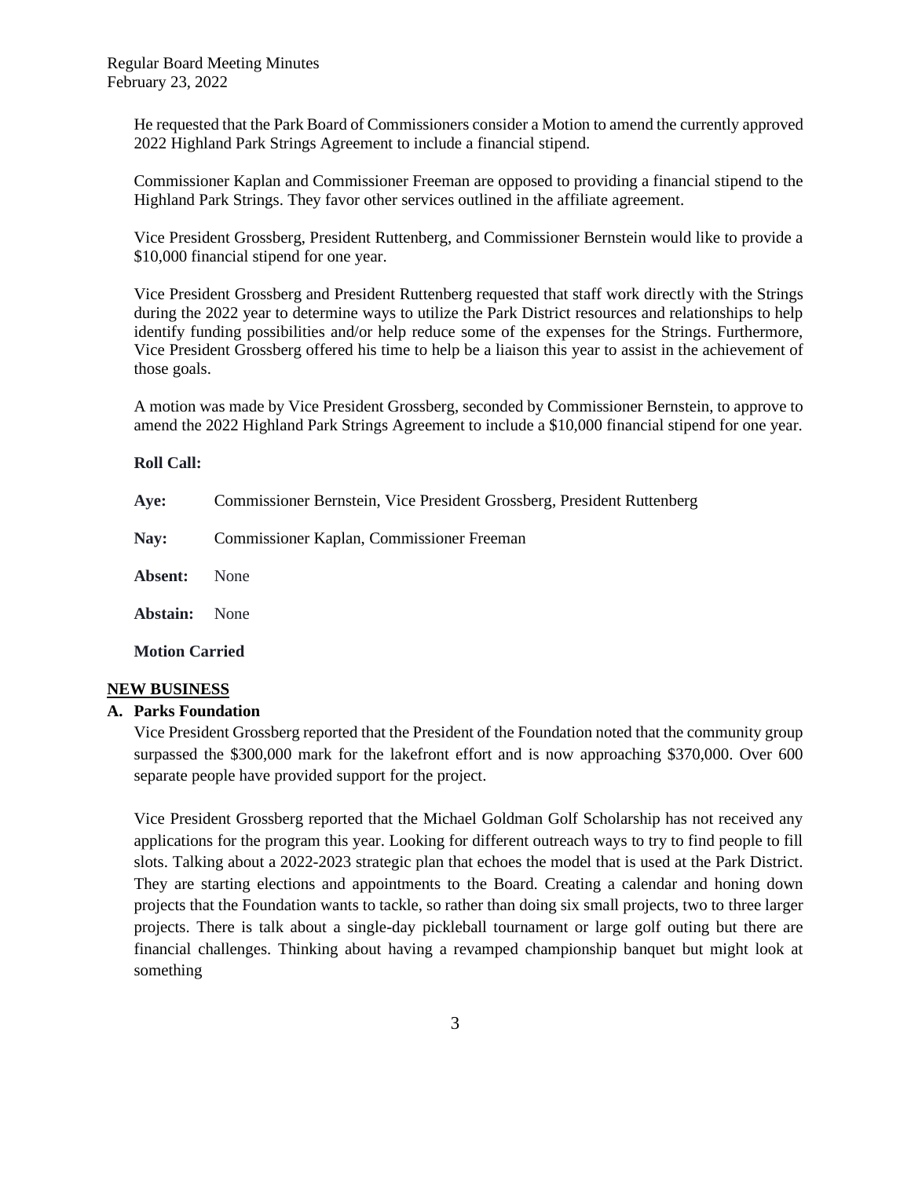He requested that the Park Board of Commissioners consider a Motion to amend the currently approved 2022 Highland Park Strings Agreement to include a financial stipend.

Commissioner Kaplan and Commissioner Freeman are opposed to providing a financial stipend to the Highland Park Strings. They favor other services outlined in the affiliate agreement.

Vice President Grossberg, President Ruttenberg, and Commissioner Bernstein would like to provide a $10,000 financial stipend for one year.

Vice President Grossberg and President Ruttenberg requested that staff work directly with the Strings during the 2022 year to determine ways to utilize the Park District resources and relationships to help identify funding possibilities and/or help reduce some of the expenses for the Strings. Furthermore, Vice President Grossberg offered his time to help be a liaison this year to assist in the achievement of those goals.

A motion was made by Vice President Grossberg, seconded by Commissioner Bernstein, to approve to amend the 2022 Highland Park Strings Agreement to include a $10,000 financial stipend for one year.

**Roll Call:**

**Aye:** Commissioner Bernstein, Vice President Grossberg, President Ruttenberg

**Nay:** Commissioner Kaplan, Commissioner Freeman

**Absent:** None

**Abstain:** None

**Motion Carried**

## NEW BUSINESS

### A. Parks Foundation

Vice President Grossberg reported that the President of the Foundation noted that the community group surpassed the $300,000 mark for the lakefront effort and is now approaching $370,000. Over 600 separate people have provided support for the project.

Vice President Grossberg reported that the Michael Goldman Golf Scholarship has not received any applications for the program this year. Looking for different outreach ways to try to find people to fill slots. Talking about a 2022-2023 strategic plan that echoes the model that is used at the Park District. They are starting elections and appointments to the Board. Creating a calendar and honing down projects that the Foundation wants to tackle, so rather than doing six small projects, two to three larger projects. There is talk about a single-day pickleball tournament or large golf outing but there are financial challenges. Thinking about having a revamped championship banquet but might look at something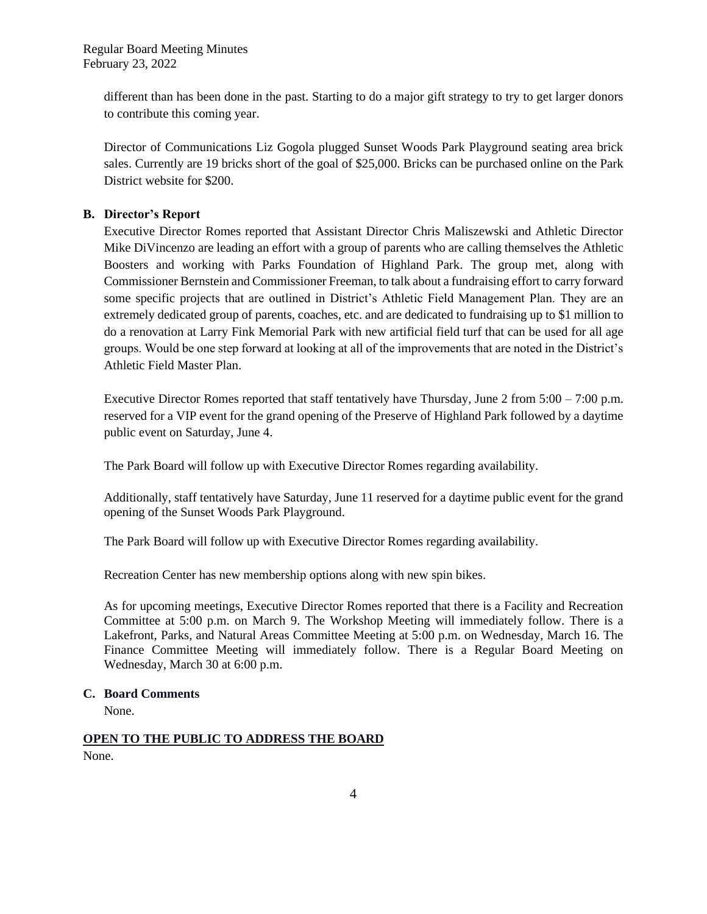different than has been done in the past. Starting to do a major gift strategy to try to get larger donors to contribute this coming year.

Director of Communications Liz Gogola plugged Sunset Woods Park Playground seating area brick sales. Currently are 19 bricks short of the goal of $25,000. Bricks can be purchased online on the Park District website for $200.

**B. Director's Report**

Executive Director Romes reported that Assistant Director Chris Maliszewski and Athletic Director Mike DiVincenzo are leading an effort with a group of parents who are calling themselves the Athletic Boosters and working with Parks Foundation of Highland Park. The group met, along with Commissioner Bernstein and Commissioner Freeman, to talk about a fundraising effort to carry forward some specific projects that are outlined in District's Athletic Field Management Plan. They are an extremely dedicated group of parents, coaches, etc. and are dedicated to fundraising up to $1 million to do a renovation at Larry Fink Memorial Park with new artificial field turf that can be used for all age groups. Would be one step forward at looking at all of the improvements that are noted in the District's Athletic Field Master Plan.

Executive Director Romes reported that staff tentatively have Thursday, June 2 from 5:00 – 7:00 p.m. reserved for a VIP event for the grand opening of the Preserve of Highland Park followed by a daytime public event on Saturday, June 4.

The Park Board will follow up with Executive Director Romes regarding availability.

Additionally, staff tentatively have Saturday, June 11 reserved for a daytime public event for the grand opening of the Sunset Woods Park Playground.

The Park Board will follow up with Executive Director Romes regarding availability.

Recreation Center has new membership options along with new spin bikes.

As for upcoming meetings, Executive Director Romes reported that there is a Facility and Recreation Committee at 5:00 p.m. on March 9. The Workshop Meeting will immediately follow. There is a Lakefront, Parks, and Natural Areas Committee Meeting at 5:00 p.m. on Wednesday, March 16. The Finance Committee Meeting will immediately follow. There is a Regular Board Meeting on Wednesday, March 30 at 6:00 p.m.

**C. Board Comments**

None.

**OPEN TO THE PUBLIC TO ADDRESS THE BOARD**

None.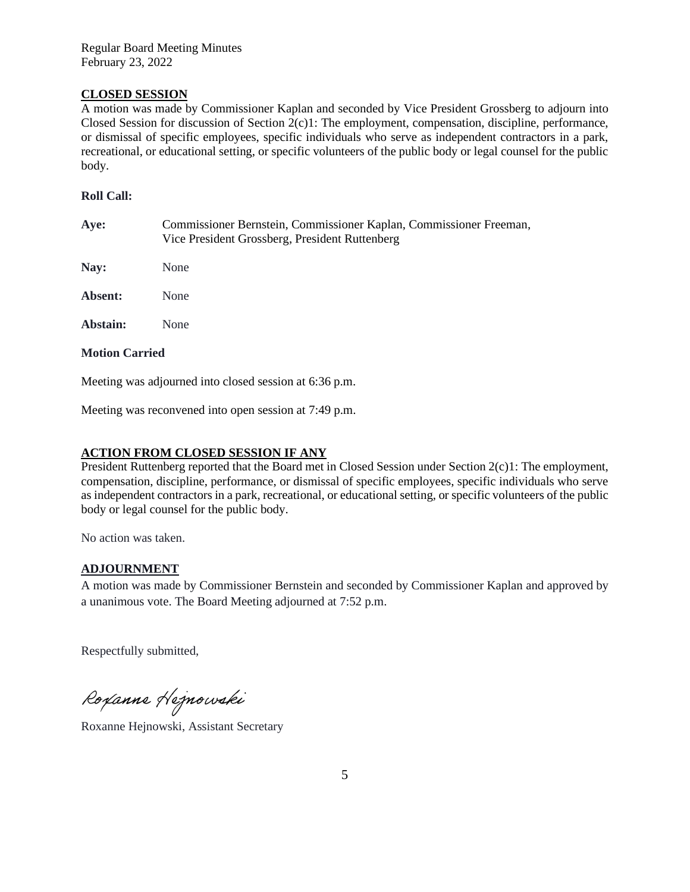**CLOSED SESSION**

A motion was made by Commissioner Kaplan and seconded by Vice President Grossberg to adjourn into Closed Session for discussion of Section 2(c)1: The employment, compensation, discipline, performance, or dismissal of specific employees, specific individuals who serve as independent contractors in a park, recreational, or educational setting, or specific volunteers of the public body or legal counsel for the public body.

**Roll Call:**

| | |
|---|---|
| **Aye:** | Commissioner Bernstein, Commissioner Kaplan, Commissioner Freeman, Vice President Grossberg, President Ruttenberg |
| **Nay:** | None |
| **Absent:** | None |
| **Abstain:** | None |

**Motion Carried**

Meeting was adjourned into closed session at 6:36 p.m.

Meeting was reconvened into open session at 7:49 p.m.

**ACTION FROM CLOSED SESSION IF ANY**

President Ruttenberg reported that the Board met in Closed Session under Section 2(c)1: The employment, compensation, discipline, performance, or dismissal of specific employees, specific individuals who serve as independent contractors in a park, recreational, or educational setting, or specific volunteers of the public body or legal counsel for the public body.

No action was taken.

**ADJOURNMENT**

A motion was made by Commissioner Bernstein and seconded by Commissioner Kaplan and approved by a unanimous vote. The Board Meeting adjourned at 7:52 p.m.

Respectfully submitted,

Roxanne Hejnowski

Roxanne Hejnowski, Assistant Secretary